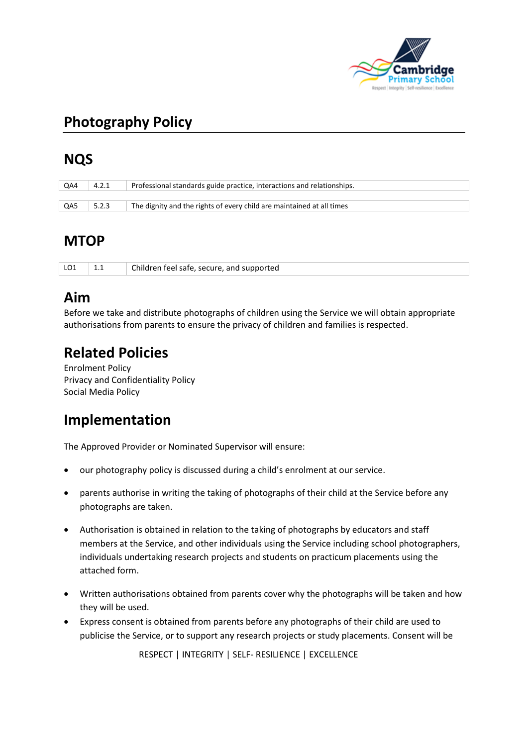# Photography Policy

## NQS

| | | |
|---|---|---|
| QA4 | 4.2.1 | Professional standards guide practice, interactions and relationships. |
| QA5 | 5.2.3 | The dignity and the rights of every child are maintained at all times |

## MTOP

| | | |
|---|---|---|
| LO1 | 1.1 | Children feel safe, secure, and supported |

## Aim

Before we take and distribute photographs of children using the Service we will obtain appropriate authorisations from parents to ensure the privacy of children and families is respected.

## Related Policies

Enrolment Policy
Privacy and Confidentiality Policy
Social Media Policy

## Implementation

The Approved Provider or Nominated Supervisor will ensure:

- our photography policy is discussed during a child's enrolment at our service.
- parents authorise in writing the taking of photographs of their child at the Service before any photographs are taken.
- Authorisation is obtained in relation to the taking of photographs by educators and staff members at the Service, and other individuals using the Service including school photographers, individuals undertaking research projects and students on practicum placements using the attached form.
- Written authorisations obtained from parents cover why the photographs will be taken and how they will be used.
- Express consent is obtained from parents before any photographs of their child are used to publicise the Service, or to support any research projects or study placements. Consent will be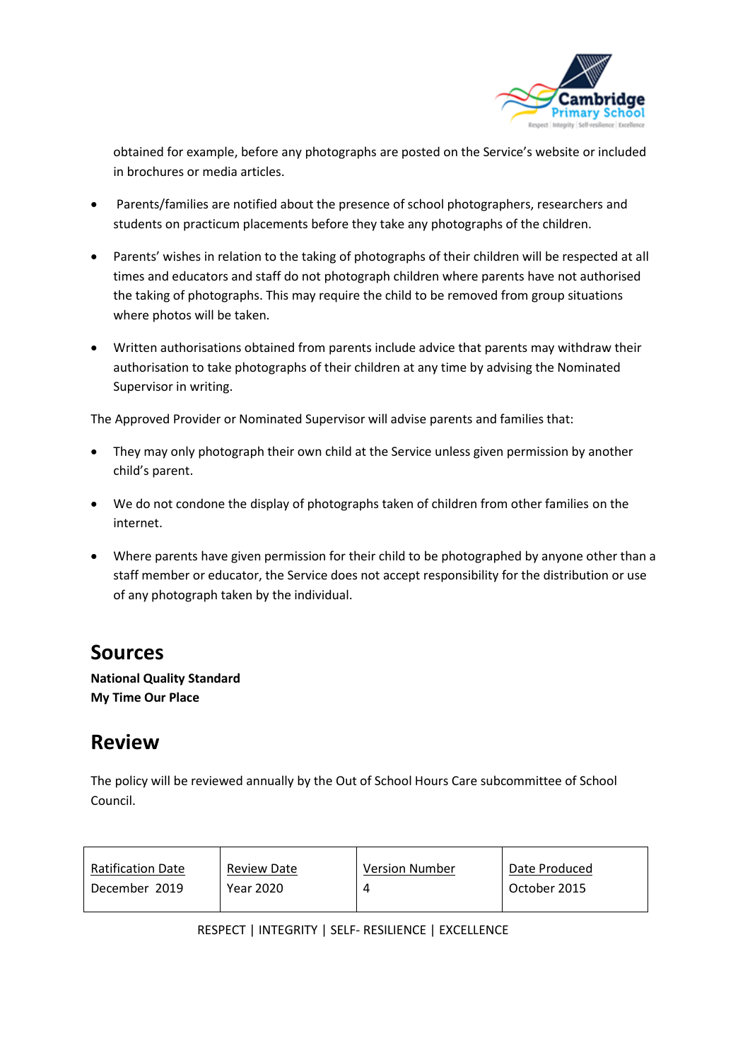obtained for example, before any photographs are posted on the Service's website or included in brochures or media articles.

- Parents/families are notified about the presence of school photographers, researchers and students on practicum placements before they take any photographs of the children.
- Parents' wishes in relation to the taking of photographs of their children will be respected at all times and educators and staff do not photograph children where parents have not authorised the taking of photographs. This may require the child to be removed from group situations where photos will be taken.
- Written authorisations obtained from parents include advice that parents may withdraw their authorisation to take photographs of their children at any time by advising the Nominated Supervisor in writing.

The Approved Provider or Nominated Supervisor will advise parents and families that:

- They may only photograph their own child at the Service unless given permission by another child's parent.
- We do not condone the display of photographs taken of children from other families on the internet.
- Where parents have given permission for their child to be photographed by anyone other than a staff member or educator, the Service does not accept responsibility for the distribution or use of any photograph taken by the individual.

## Sources

**National Quality Standard**
**My Time Our Place**

## Review

The policy will be reviewed annually by the Out of School Hours Care subcommittee of School Council.

| Ratification Date | Review Date | Version Number | Date Produced |
| --- | --- | --- | --- |
| December 2019 | Year 2020 | 4 | October 2015 |

RESPECT | INTEGRITY | SELF- RESILIENCE | EXCELLENCE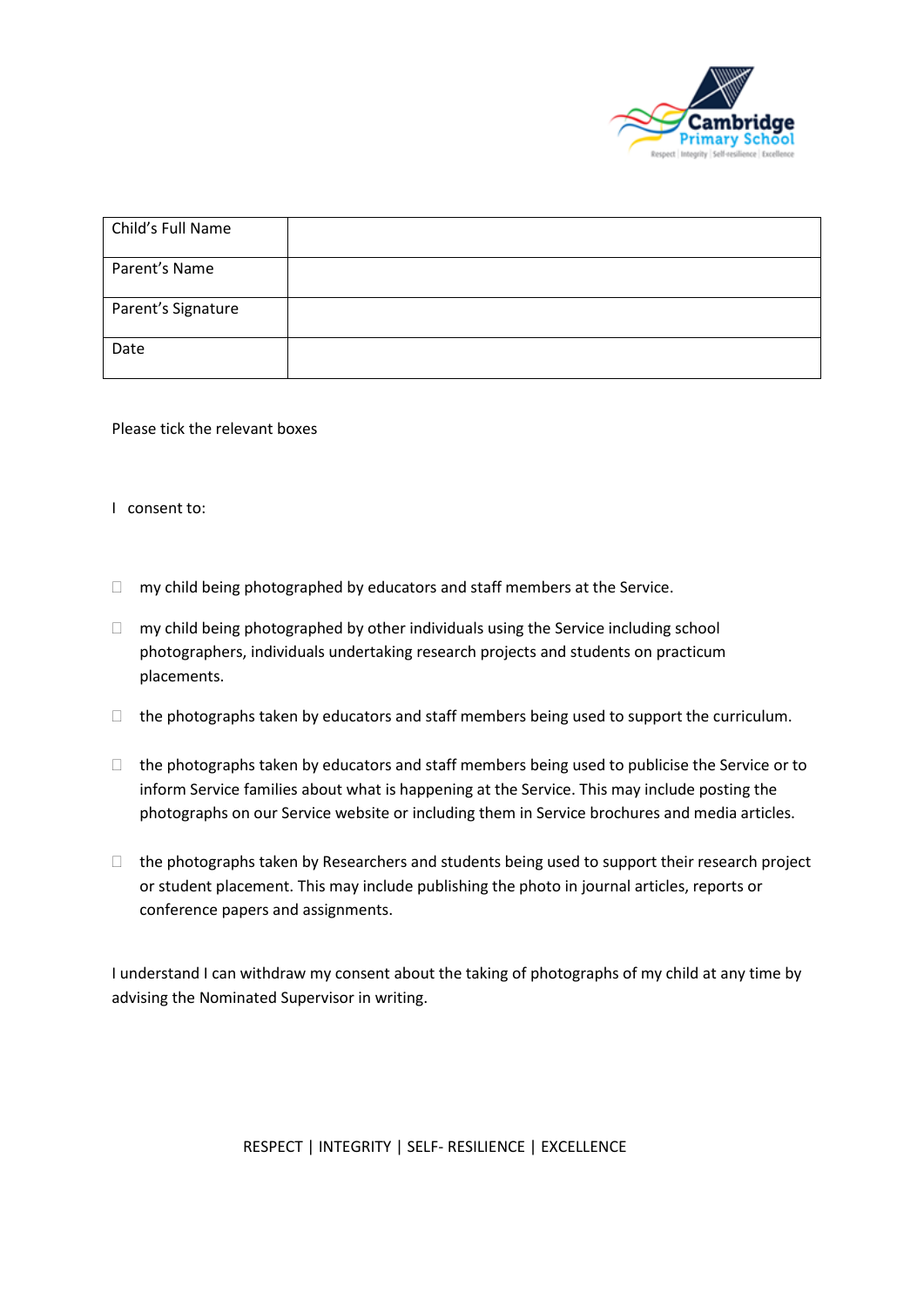| | |
|---|---|
| Child's Full Name | |
| Parent's Name | |
| Parent's Signature | |
| Date | |

Please tick the relevant boxes

I consent to:

- ☐ my child being photographed by educators and staff members at the Service.
- ☐ my child being photographed by other individuals using the Service including school photographers, individuals undertaking research projects and students on practicum placements.
- ☐ the photographs taken by educators and staff members being used to support the curriculum.
- ☐ the photographs taken by educators and staff members being used to publicise the Service or to inform Service families about what is happening at the Service. This may include posting the photographs on our Service website or including them in Service brochures and media articles.
- ☐ the photographs taken by Researchers and students being used to support their research project or student placement. This may include publishing the photo in journal articles, reports or conference papers and assignments.

I understand I can withdraw my consent about the taking of photographs of my child at any time by advising the Nominated Supervisor in writing.

RESPECT | INTEGRITY | SELF- RESILIENCE | EXCELLENCE